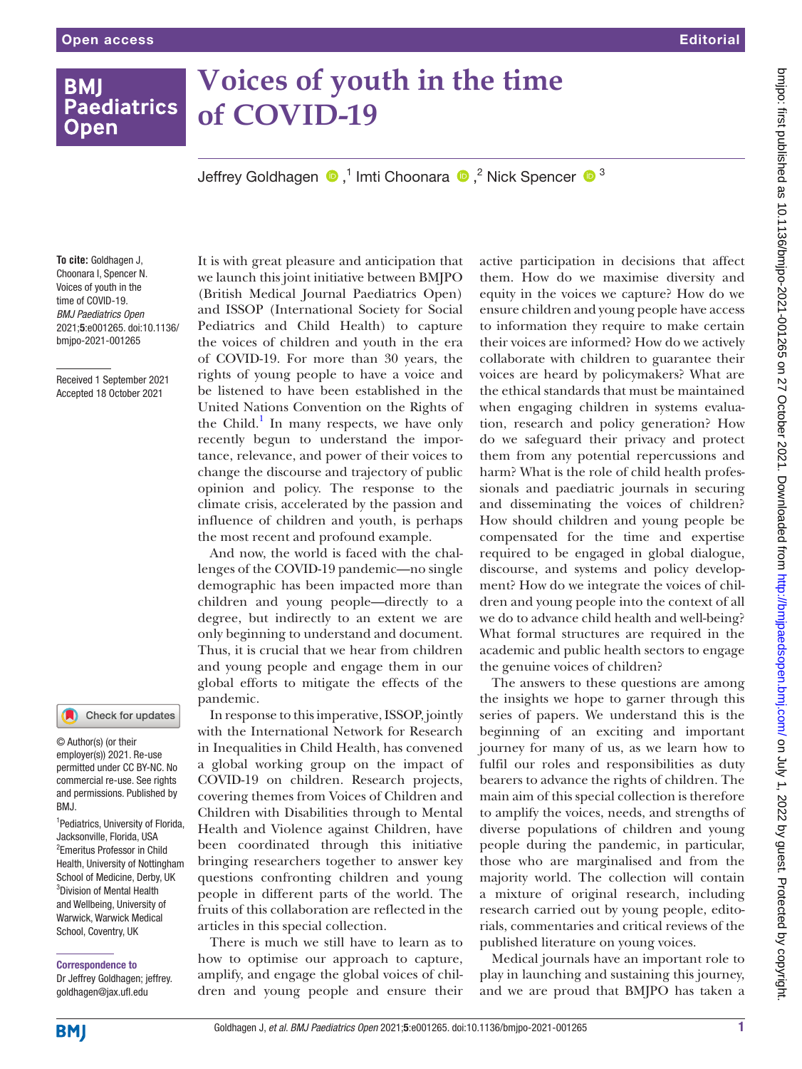# Voices of youth in the time of COVID-19

Jeffrey Goldhagen [1], Imti Choonara [2], Nick Spencer [3]

**To cite:** Goldhagen J, Choonara I, Spencer N. Voices of youth in the time of COVID-19. *BMJ Paediatrics Open* 2021;**5**:e001265. doi:10.1136/bmjpo-2021-001265

Received 1 September 2021
Accepted 18 October 2021

© Author(s) (or their employer(s)) 2021. Re-use permitted under CC BY-NC. No commercial re-use. See rights and permissions. Published by BMJ.

[1]Pediatrics, University of Florida, Jacksonville, Florida, USA
[2]Emeritus Professor in Child Health, University of Nottingham School of Medicine, Derby, UK
[3]Division of Mental Health and Wellbeing, University of Warwick, Warwick Medical School, Coventry, UK

**Correspondence to**
Dr Jeffrey Goldhagen; jeffrey.goldhagen@jax.ufl.edu

It is with great pleasure and anticipation that we launch this joint initiative between BMJPO (British Medical Journal Paediatrics Open) and ISSOP (International Society for Social Pediatrics and Child Health) to capture the voices of children and youth in the era of COVID-19. For more than 30 years, the rights of young people to have a voice and be listened to have been established in the United Nations Convention on the Rights of the Child.[1] In many respects, we have only recently begun to understand the importance, relevance, and power of their voices to change the discourse and trajectory of public opinion and policy. The response to the climate crisis, accelerated by the passion and influence of children and youth, is perhaps the most recent and profound example.

And now, the world is faced with the challenges of the COVID-19 pandemic—no single demographic has been impacted more than children and young people—directly to a degree, but indirectly to an extent we are only beginning to understand and document. Thus, it is crucial that we hear from children and young people and engage them in our global efforts to mitigate the effects of the pandemic.

In response to this imperative, ISSOP, jointly with the International Network for Research in Inequalities in Child Health, has convened a global working group on the impact of COVID-19 on children. Research projects, covering themes from Voices of Children and Children with Disabilities through to Mental Health and Violence against Children, have been coordinated through this initiative bringing researchers together to answer key questions confronting children and young people in different parts of the world. The fruits of this collaboration are reflected in the articles in this special collection.

There is much we still have to learn as to how to optimise our approach to capture, amplify, and engage the global voices of children and young people and ensure their active participation in decisions that affect them. How do we maximise diversity and equity in the voices we capture? How do we ensure children and young people have access to information they require to make certain their voices are informed? How do we actively collaborate with children to guarantee their voices are heard by policymakers? What are the ethical standards that must be maintained when engaging children in systems evaluation, research and policy generation? How do we safeguard their privacy and protect them from any potential repercussions and harm? What is the role of child health professionals and paediatric journals in securing and disseminating the voices of children? How should children and young people be compensated for the time and expertise required to be engaged in global dialogue, discourse, and systems and policy development? How do we integrate the voices of children and young people into the context of all we do to advance child health and well-being? What formal structures are required in the academic and public health sectors to engage the genuine voices of children?

The answers to these questions are among the insights we hope to garner through this series of papers. We understand this is the beginning of an exciting and important journey for many of us, as we learn how to fulfil our roles and responsibilities as duty bearers to advance the rights of children. The main aim of this special collection is therefore to amplify the voices, needs, and strengths of diverse populations of children and young people during the pandemic, in particular, those who are marginalised and from the majority world. The collection will contain a mixture of original research, including research carried out by young people, editorials, commentaries and critical reviews of the published literature on young voices.

Medical journals have an important role to play in launching and sustaining this journey, and we are proud that BMJPO has taken a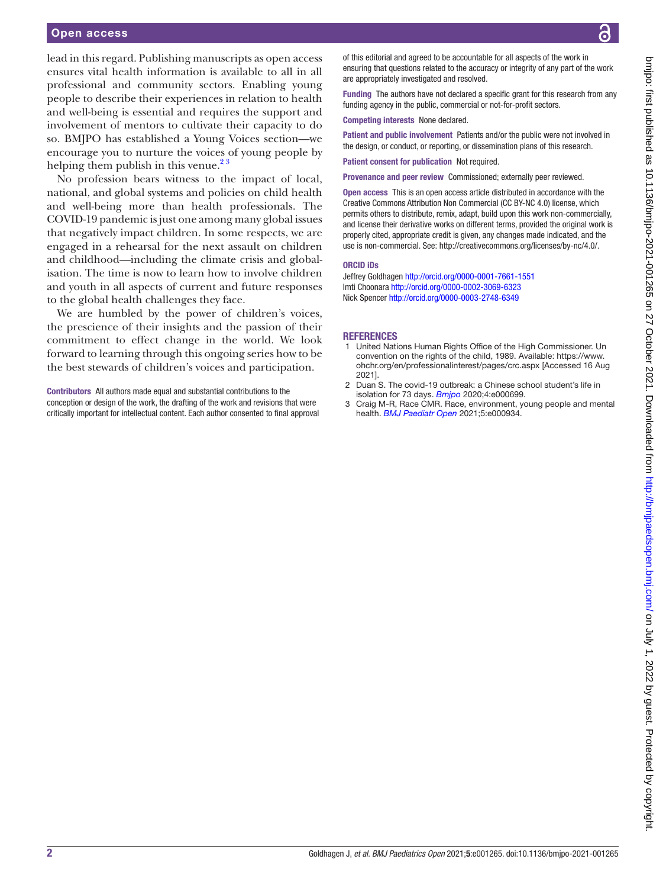lead in this regard. Publishing manuscripts as open access ensures vital health information is available to all in all professional and community sectors. Enabling young people to describe their experiences in relation to health and well-being is essential and requires the support and involvement of mentors to cultivate their capacity to do so. BMJPO has established a Young Voices section—we encourage you to nurture the voices of young people by helping them publish in this venue.[2,3]

No profession bears witness to the impact of local, national, and global systems and policies on child health and well-being more than health professionals. The COVID-19 pandemic is just one among many global issues that negatively impact children. In some respects, we are engaged in a rehearsal for the next assault on children and childhood—including the climate crisis and globalisation. The time is now to learn how to involve children and youth in all aspects of current and future responses to the global health challenges they face.

We are humbled by the power of children's voices, the prescience of their insights and the passion of their commitment to effect change in the world. We look forward to learning through this ongoing series how to be the best stewards of children's voices and participation.

**Contributors** All authors made equal and substantial contributions to the conception or design of the work, the drafting of the work and revisions that were critically important for intellectual content. Each author consented to final approval of this editorial and agreed to be accountable for all aspects of the work in ensuring that questions related to the accuracy or integrity of any part of the work are appropriately investigated and resolved.

**Funding** The authors have not declared a specific grant for this research from any funding agency in the public, commercial or not-for-profit sectors.

**Competing interests** None declared.

**Patient and public involvement** Patients and/or the public were not involved in the design, or conduct, or reporting, or dissemination plans of this research.

**Patient consent for publication** Not required.

**Provenance and peer review** Commissioned; externally peer reviewed.

**Open access** This is an open access article distributed in accordance with the Creative Commons Attribution Non Commercial (CC BY-NC 4.0) license, which permits others to distribute, remix, adapt, build upon this work non-commercially, and license their derivative works on different terms, provided the original work is properly cited, appropriate credit is given, any changes made indicated, and the use is non-commercial. See: http://creativecommons.org/licenses/by-nc/4.0/.

**ORCID iDs**

Jeffrey Goldhagen http://orcid.org/0000-0001-7661-1551
Imti Choonara http://orcid.org/0000-0002-3069-6323
Nick Spencer http://orcid.org/0000-0003-2748-6349

## REFERENCES

1. United Nations Human Rights Office of the High Commissioner. Un convention on the rights of the child, 1989. Available: https://www.ohchr.org/en/professionalinterest/pages/crc.aspx [Accessed 16 Aug 2021].
2. Duan S. The covid-19 outbreak: a Chinese school student's life in isolation for 73 days. *Bmjpo* 2020;4:e000699.
3. Craig M-R, Race CMR. Race, environment, young people and mental health. *BMJ Paediatr Open* 2021;5:e000934.